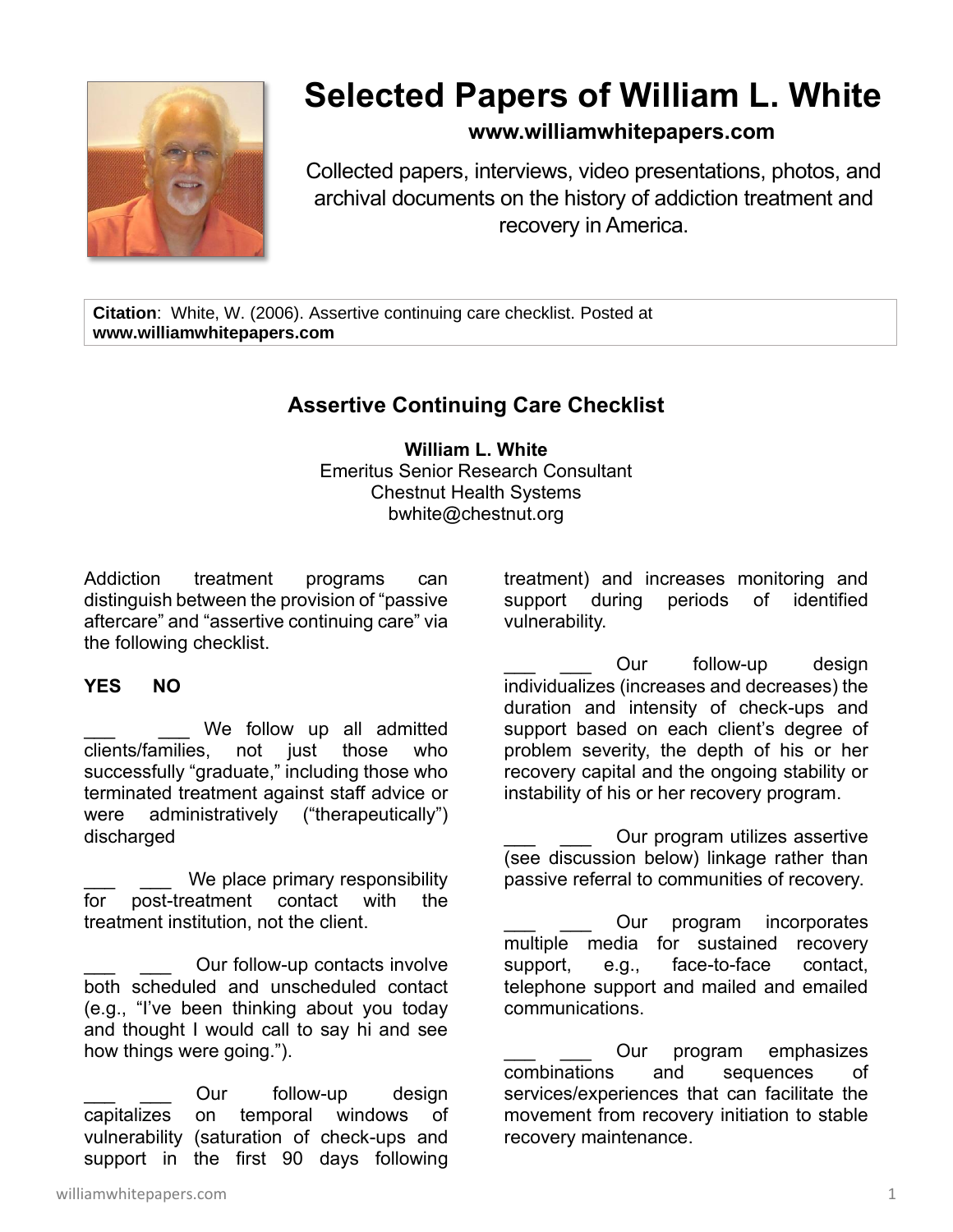# Selected Papers of William L. White

**www.williamwhitepapers.com**

Collected papers, interviews, video presentations, photos, and archival documents on the history of addiction treatment and recovery in America.

**Citation**: White, W. (2006). Assertive continuing care checklist. Posted at **www.williamwhitepapers.com**

## Assertive Continuing Care Checklist

**William L. White**
Emeritus Senior Research Consultant
Chestnut Health Systems
bwhite@chestnut.org

Addiction treatment programs can distinguish between the provision of "passive aftercare" and "assertive continuing care" via the following checklist.

**YES NO**

___ ___ We follow up all admitted clients/families, not just those who successfully "graduate," including those who terminated treatment against staff advice or were administratively ("therapeutically") discharged

___ ___ We place primary responsibility for post-treatment contact with the treatment institution, not the client.

___ ___ Our follow-up contacts involve both scheduled and unscheduled contact (e.g., "I've been thinking about you today and thought I would call to say hi and see how things were going.").

___ ___ Our follow-up design capitalizes on temporal windows of vulnerability (saturation of check-ups and support in the first 90 days following treatment) and increases monitoring and support during periods of identified vulnerability.

___ ___ Our follow-up design individualizes (increases and decreases) the duration and intensity of check-ups and support based on each client's degree of problem severity, the depth of his or her recovery capital and the ongoing stability or instability of his or her recovery program.

___ ___ Our program utilizes assertive (see discussion below) linkage rather than passive referral to communities of recovery.

___ ___ Our program incorporates multiple media for sustained recovery support, e.g., face-to-face contact, telephone support and mailed and emailed communications.

___ ___ Our program emphasizes combinations and sequences of services/experiences that can facilitate the movement from recovery initiation to stable recovery maintenance.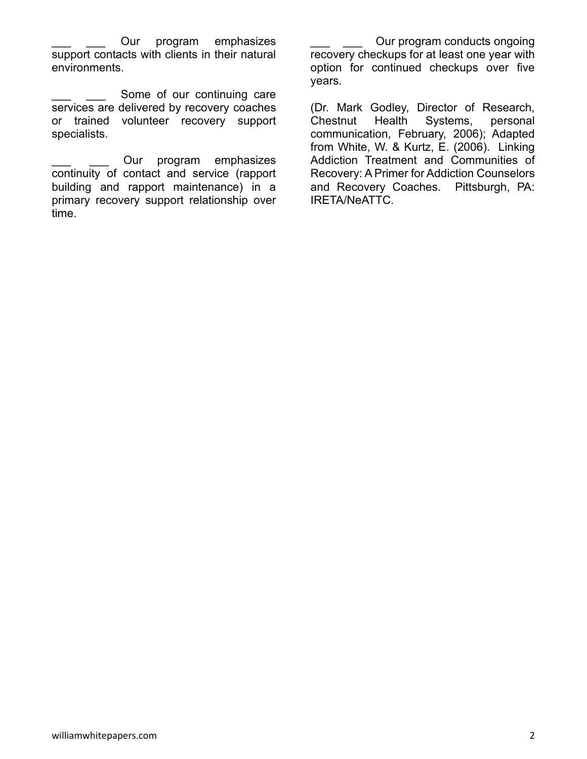\_\_\_ \_\_\_ Our program emphasizes support contacts with clients in their natural environments.

\_\_\_ \_\_\_ Some of our continuing care services are delivered by recovery coaches or trained volunteer recovery support specialists.

\_\_\_ \_\_\_ Our program emphasizes continuity of contact and service (rapport building and rapport maintenance) in a primary recovery support relationship over time.

\_\_\_ \_\_\_ Our program conducts ongoing recovery checkups for at least one year with option for continued checkups over five years.

(Dr. Mark Godley, Director of Research, Chestnut Health Systems, personal communication, February, 2006); Adapted from White, W. & Kurtz, E. (2006). Linking Addiction Treatment and Communities of Recovery: A Primer for Addiction Counselors and Recovery Coaches. Pittsburgh, PA: IRETA/NeATTC.